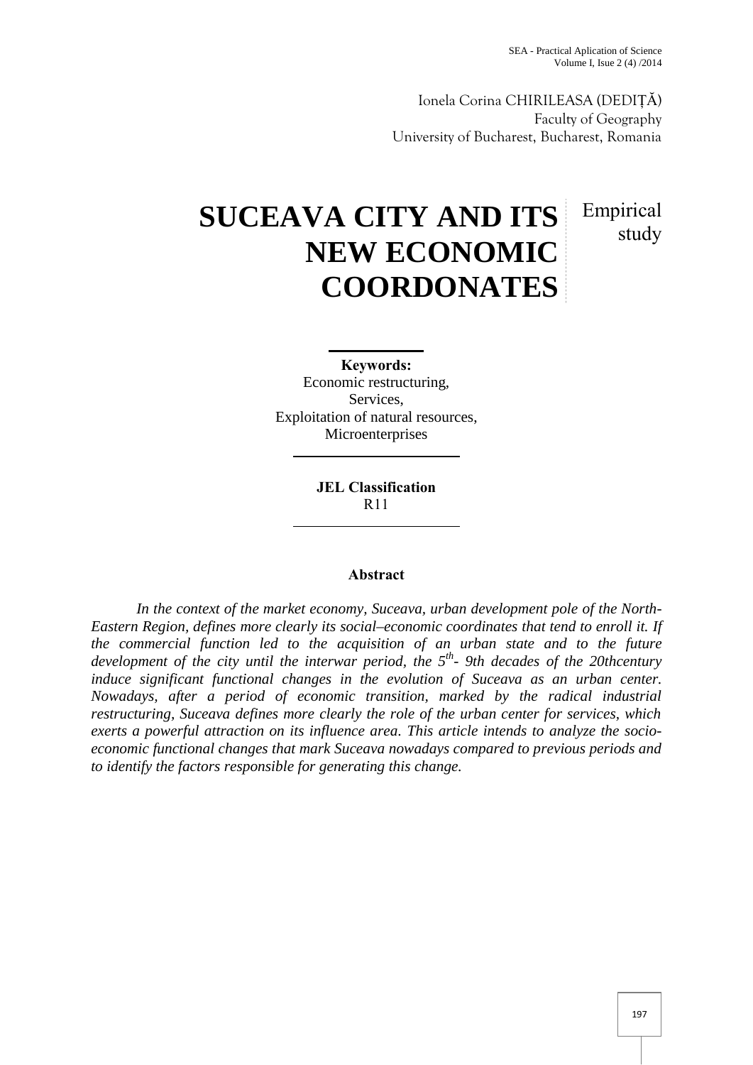Ionela Corina CHIRILEASA (DEDIȚĂ)
Faculty of Geography
University of Bucharest, Bucharest, Romania

# SUCEAVA CITY AND ITS NEW ECONOMIC COORDONATES

Empirical study

**Keywords:**
Economic restructuring,
Services,
Exploitation of natural resources,
Microenterprises

**JEL Classification**
R11

**Abstract**

*In the context of the market economy, Suceava, urban development pole of the North-Eastern Region, defines more clearly its social–economic coordinates that tend to enroll it. If the commercial function led to the acquisition of an urban state and to the future development of the city until the interwar period, the 5th- 9th decades of the 20thcentury induce significant functional changes in the evolution of Suceava as an urban center. Nowadays, after a period of economic transition, marked by the radical industrial restructuring, Suceava defines more clearly the role of the urban center for services, which exerts a powerful attraction on its influence area. This article intends to analyze the socio-economic functional changes that mark Suceava nowadays compared to previous periods and to identify the factors responsible for generating this change.*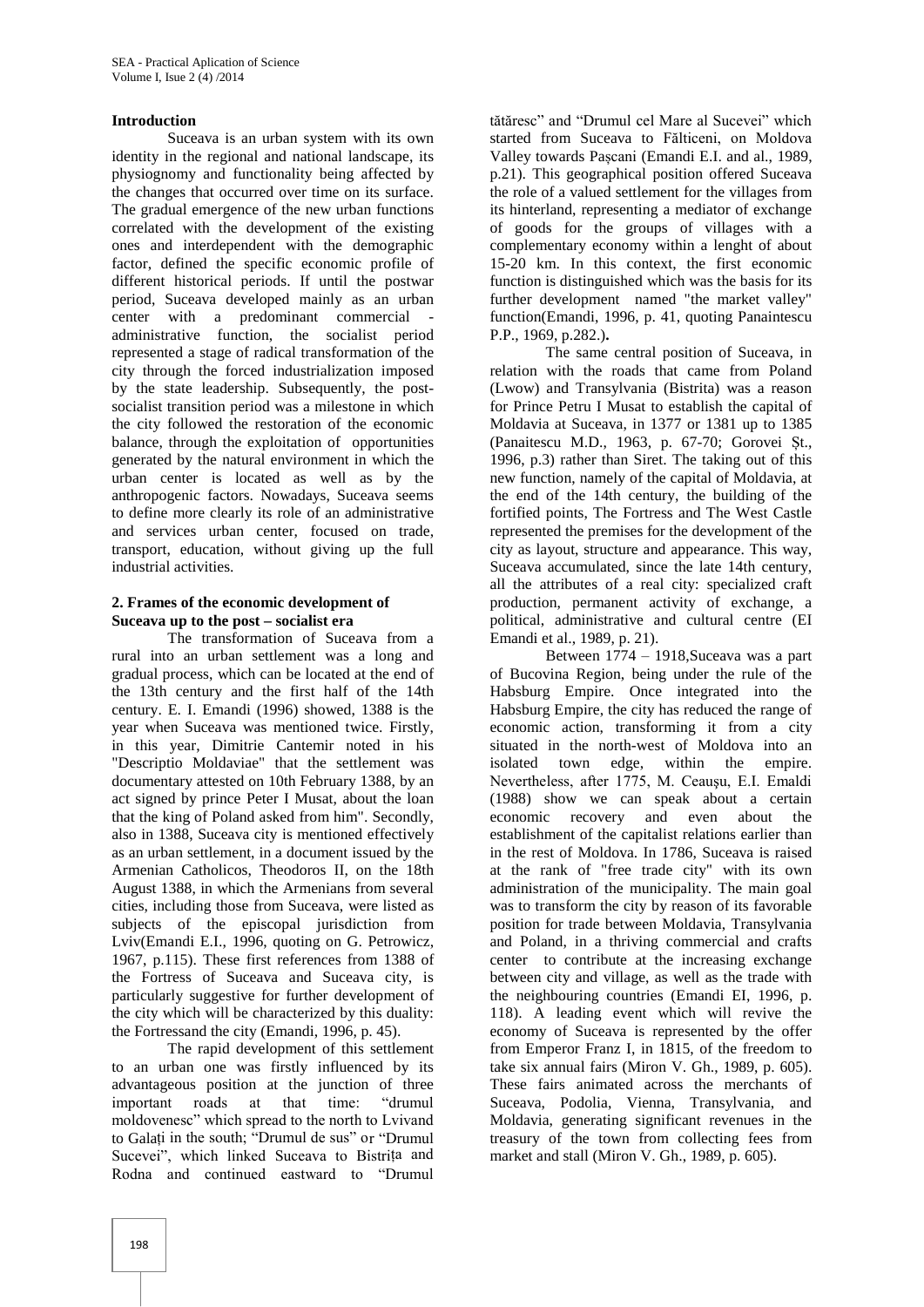## Introduction

Suceava is an urban system with its own identity in the regional and national landscape, its physiognomy and functionality being affected by the changes that occurred over time on its surface. The gradual emergence of the new urban functions correlated with the development of the existing ones and interdependent with the demographic factor, defined the specific economic profile of different historical periods. If until the postwar period, Suceava developed mainly as an urban center with a predominant commercial - administrative function, the socialist period represented a stage of radical transformation of the city through the forced industrialization imposed by the state leadership. Subsequently, the post-socialist transition period was a milestone in which the city followed the restoration of the economic balance, through the exploitation of opportunities generated by the natural environment in which the urban center is located as well as by the anthropogenic factors. Nowadays, Suceava seems to define more clearly its role of an administrative and services urban center, focused on trade, transport, education, without giving up the full industrial activities.

## 2. Frames of the economic development of Suceava up to the post – socialist era

The transformation of Suceava from a rural into an urban settlement was a long and gradual process, which can be located at the end of the 13th century and the first half of the 14th century. E. I. Emandi (1996) showed, 1388 is the year when Suceava was mentioned twice. Firstly, in this year, Dimitrie Cantemir noted in his "Descriptio Moldaviae" that the settlement was documentary attested on 10th February 1388, by an act signed by prince Peter I Musat, about the loan that the king of Poland asked from him". Secondly, also in 1388, Suceava city is mentioned effectively as an urban settlement, in a document issued by the Armenian Catholicos, Theodoros II, on the 18th August 1388, in which the Armenians from several cities, including those from Suceava, were listed as subjects of the episcopal jurisdiction from Lviv(Emandi E.I., 1996, quoting on G. Petrowicz, 1967, p.115). These first references from 1388 of the Fortress of Suceava and Suceava city, is particularly suggestive for further development of the city which will be characterized by this duality: the Fortressand the city (Emandi, 1996, p. 45).

The rapid development of this settlement to an urban one was firstly influenced by its advantageous position at the junction of three important roads at that time: "drumul moldovenesc" which spread to the north to Lvivand to Galați in the south; "Drumul de sus" or "Drumul Sucevei", which linked Suceava to Bistrița and Rodna and continued eastward to "Drumul tătăresc" and "Drumul cel Mare al Sucevei" which started from Suceava to Fălticeni, on Moldova Valley towards Pașcani (Emandi E.I. and al., 1989, p.21). This geographical position offered Suceava the role of a valued settlement for the villages from its hinterland, representing a mediator of exchange of goods for the groups of villages with a complementary economy within a lenght of about 15-20 km. In this context, the first economic function is distinguished which was the basis for its further development named "the market valley" function(Emandi, 1996, p. 41, quoting Panaintescu P.P., 1969, p.282.)**.**

The same central position of Suceava, in relation with the roads that came from Poland (Lwow) and Transylvania (Bistrita) was a reason for Prince Petru I Musat to establish the capital of Moldavia at Suceava, in 1377 or 1381 up to 1385 (Panaitescu M.D., 1963, p. 67-70; Gorovei Șt., 1996, p.3) rather than Siret. The taking out of this new function, namely of the capital of Moldavia, at the end of the 14th century, the building of the fortified points, The Fortress and The West Castle represented the premises for the development of the city as layout, structure and appearance. This way, Suceava accumulated, since the late 14th century, all the attributes of a real city: specialized craft production, permanent activity of exchange, a political, administrative and cultural centre (EI Emandi et al., 1989, p. 21).

Between 1774 – 1918,Suceava was a part of Bucovina Region, being under the rule of the Habsburg Empire. Once integrated into the Habsburg Empire, the city has reduced the range of economic action, transforming it from a city situated in the north-west of Moldova into an isolated town edge, within the empire. Nevertheless, after 1775, M. Ceaușu, E.I. Emaldi (1988) show we can speak about a certain economic recovery and even about the establishment of the capitalist relations earlier than in the rest of Moldova. In 1786, Suceava is raised at the rank of "free trade city" with its own administration of the municipality. The main goal was to transform the city by reason of its favorable position for trade between Moldavia, Transylvania and Poland, in a thriving commercial and crafts center to contribute at the increasing exchange between city and village, as well as the trade with the neighbouring countries (Emandi EI, 1996, p. 118). A leading event which will revive the economy of Suceava is represented by the offer from Emperor Franz I, in 1815, of the freedom to take six annual fairs (Miron V. Gh., 1989, p. 605). These fairs animated across the merchants of Suceava, Podolia, Vienna, Transylvania, and Moldavia, generating significant revenues in the treasury of the town from collecting fees from market and stall (Miron V. Gh., 1989, p. 605).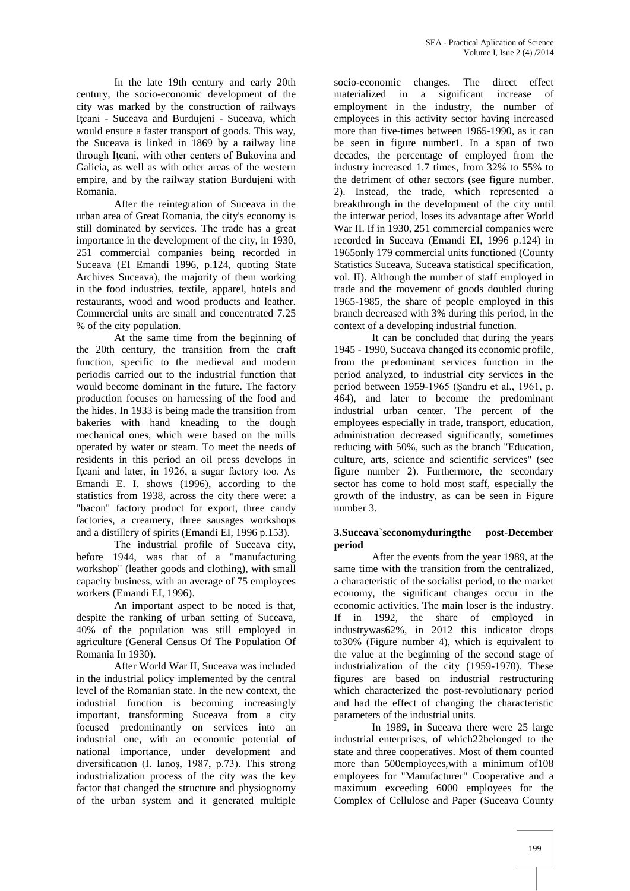In the late 19th century and early 20th century, the socio-economic development of the city was marked by the construction of railways Iţcani - Suceava and Burdujeni - Suceava, which would ensure a faster transport of goods. This way, the Suceava is linked in 1869 by a railway line through Iţcani, with other centers of Bukovina and Galicia, as well as with other areas of the western empire, and by the railway station Burdujeni with Romania.

After the reintegration of Suceava in the urban area of Great Romania, the city's economy is still dominated by services. The trade has a great importance in the development of the city, in 1930, 251 commercial companies being recorded in Suceava (EI Emandi 1996, p.124, quoting State Archives Suceava), the majority of them working in the food industries, textile, apparel, hotels and restaurants, wood and wood products and leather. Commercial units are small and concentrated 7.25 % of the city population.

At the same time from the beginning of the 20th century, the transition from the craft function, specific to the medieval and modern periodis carried out to the industrial function that would become dominant in the future. The factory production focuses on harnessing of the food and the hides. In 1933 is being made the transition from bakeries with hand kneading to the dough mechanical ones, which were based on the mills operated by water or steam. To meet the needs of residents in this period an oil press develops in Iţcani and later, in 1926, a sugar factory too. As Emandi E. I. shows (1996), according to the statistics from 1938, across the city there were: a "bacon" factory product for export, three candy factories, a creamery, three sausages workshops and a distillery of spirits (Emandi EI, 1996 p.153).

The industrial profile of Suceava city, before 1944, was that of a "manufacturing workshop" (leather goods and clothing), with small capacity business, with an average of 75 employees workers (Emandi EI, 1996).

An important aspect to be noted is that, despite the ranking of urban setting of Suceava, 40% of the population was still employed in agriculture (General Census Of The Population Of Romania In 1930).

After World War II, Suceava was included in the industrial policy implemented by the central level of the Romanian state. In the new context, the industrial function is becoming increasingly important, transforming Suceava from a city focused predominantly on services into an industrial one, with an economic potential of national importance, under development and diversification (I. Ianoş, 1987, p.73). This strong industrialization process of the city was the key factor that changed the structure and physiognomy of the urban system and it generated multiple socio-economic changes. The direct effect materialized in a significant increase of employment in the industry, the number of employees in this activity sector having increased more than five-times between 1965-1990, as it can be seen in figure number1. In a span of two decades, the percentage of employed from the industry increased 1.7 times, from 32% to 55% to the detriment of other sectors (see figure number. 2). Instead, the trade, which represented a breakthrough in the development of the city until the interwar period, loses its advantage after World War II. If in 1930, 251 commercial companies were recorded in Suceava (Emandi EI, 1996 p.124) in 1965only 179 commercial units functioned (County Statistics Suceava, Suceava statistical specification, vol. II). Although the number of staff employed in trade and the movement of goods doubled during 1965-1985, the share of people employed in this branch decreased with 3% during this period, in the context of a developing industrial function.

It can be concluded that during the years 1945 - 1990, Suceava changed its economic profile, from the predominant services function in the period analyzed, to industrial city services in the period between 1959-1965 (Şandru et al., 1961, p. 464), and later to become the predominant industrial urban center. The percent of the employees especially in trade, transport, education, administration decreased significantly, sometimes reducing with 50%, such as the branch "Education, culture, arts, science and scientific services" (see figure number 2). Furthermore, the secondary sector has come to hold most staff, especially the growth of the industry, as can be seen in Figure number 3.

## 3.Suceava`seconomyduringthe post-December period

After the events from the year 1989, at the same time with the transition from the centralized, a characteristic of the socialist period, to the market economy, the significant changes occur in the economic activities. The main loser is the industry. If in 1992, the share of employed in industrywas62%, in 2012 this indicator drops to30% (Figure number 4), which is equivalent to the value at the beginning of the second stage of industrialization of the city (1959-1970). These figures are based on industrial restructuring which characterized the post-revolutionary period and had the effect of changing the characteristic parameters of the industrial units.

In 1989, in Suceava there were 25 large industrial enterprises, of which22belonged to the state and three cooperatives. Most of them counted more than 500employees,with a minimum of108 employees for "Manufacturer" Cooperative and a maximum exceeding 6000 employees for the Complex of Cellulose and Paper (Suceava County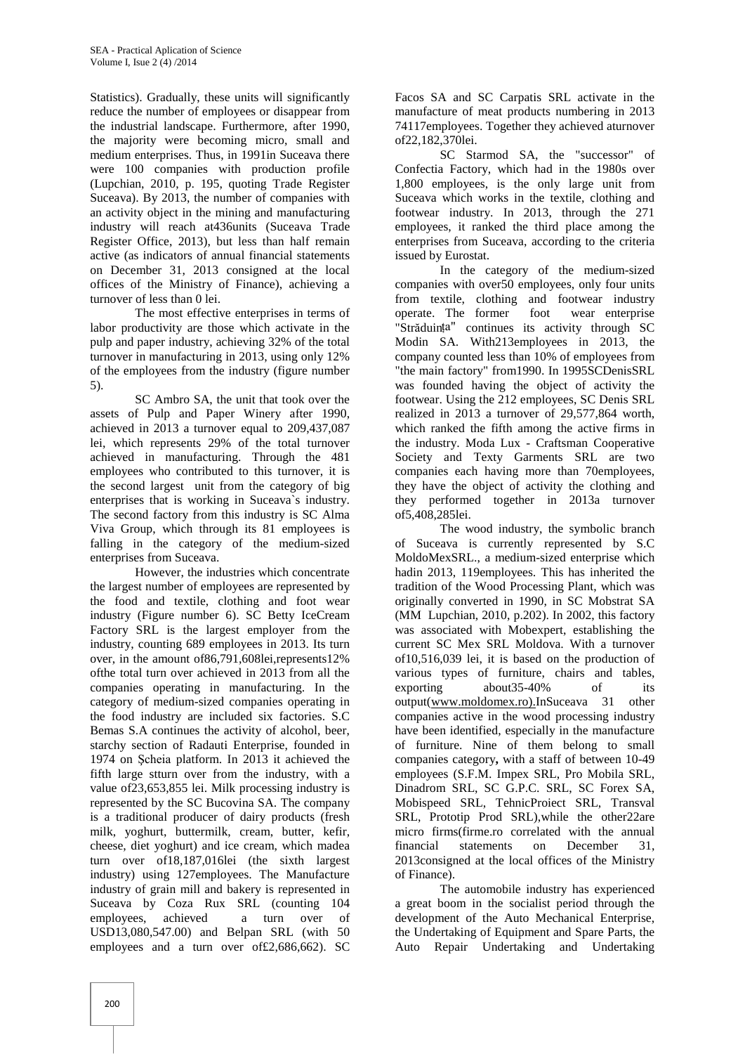Statistics). Gradually, these units will significantly reduce the number of employees or disappear from the industrial landscape. Furthermore, after 1990, the majority were becoming micro, small and medium enterprises. Thus, in 1991in Suceava there were 100 companies with production profile (Lupchian, 2010, p. 195, quoting Trade Register Suceava). By 2013, the number of companies with an activity object in the mining and manufacturing industry will reach at436units (Suceava Trade Register Office, 2013), but less than half remain active (as indicators of annual financial statements on December 31, 2013 consigned at the local offices of the Ministry of Finance), achieving a turnover of less than 0 lei.

The most effective enterprises in terms of labor productivity are those which activate in the pulp and paper industry, achieving 32% of the total turnover in manufacturing in 2013, using only 12% of the employees from the industry (figure number 5).

SC Ambro SA, the unit that took over the assets of Pulp and Paper Winery after 1990, achieved in 2013 a turnover equal to 209,437,087 lei, which represents 29% of the total turnover achieved in manufacturing. Through the 481 employees who contributed to this turnover, it is the second largest unit from the category of big enterprises that is working in Suceava`s industry. The second factory from this industry is SC Alma Viva Group, which through its 81 employees is falling in the category of the medium-sized enterprises from Suceava.

However, the industries which concentrate the largest number of employees are represented by the food and textile, clothing and foot wear industry (Figure number 6). SC Betty IceCream Factory SRL is the largest employer from the industry, counting 689 employees in 2013. Its turn over, in the amount of86,791,608lei,represents12% ofthe total turn over achieved in 2013 from all the companies operating in manufacturing. In the category of medium-sized companies operating in the food industry are included six factories. S.C Bemas S.A continues the activity of alcohol, beer, starchy section of Radauti Enterprise, founded in 1974 on Șcheia platform. In 2013 it achieved the fifth large stturn over from the industry, with a value of23,653,855 lei. Milk processing industry is represented by the SC Bucovina SA. The company is a traditional producer of dairy products (fresh milk, yoghurt, buttermilk, cream, butter, kefir, cheese, diet yoghurt) and ice cream, which madea turn over of18,187,016lei (the sixth largest industry) using 127employees. The Manufacture industry of grain mill and bakery is represented in Suceava by Coza Rux SRL (counting 104 employees, achieved a turn over of USD13,080,547.00) and Belpan SRL (with 50 employees and a turn over of£2,686,662). SC Facos SA and SC Carpatis SRL activate in the manufacture of meat products numbering in 2013 74117employees. Together they achieved aturnover of22,182,370lei.

SC Starmod SA, the "successor" of Confectia Factory, which had in the 1980s over 1,800 employees, is the only large unit from Suceava which works in the textile, clothing and footwear industry. In 2013, through the 271 employees, it ranked the third place among the enterprises from Suceava, according to the criteria issued by Eurostat.

In the category of the medium-sized companies with over50 employees, only four units from textile, clothing and footwear industry operate. The former foot wear enterprise "Străduința" continues its activity through SC Modin SA. With213employees in 2013, the company counted less than 10% of employees from "the main factory" from1990. In 1995SCDenisSRL was founded having the object of activity the footwear. Using the 212 employees, SC Denis SRL realized in 2013 a turnover of 29,577,864 worth, which ranked the fifth among the active firms in the industry. Moda Lux - Craftsman Cooperative Society and Texty Garments SRL are two companies each having more than 70employees, they have the object of activity the clothing and they performed together in 2013a turnover of5,408,285lei.

The wood industry, the symbolic branch of Suceava is currently represented by S.C MoldoMexSRL., a medium-sized enterprise which hadin 2013, 119employees. This has inherited the tradition of the Wood Processing Plant, which was originally converted in 1990, in SC Mobstrat SA (MM Lupchian, 2010, p.202). In 2002, this factory was associated with Mobexpert, establishing the current SC Mex SRL Moldova. With a turnover of10,516,039 lei, it is based on the production of various types of furniture, chairs and tables, exporting about35-40% of its output(www.moldomex.ro).InSuceava 31 other companies active in the wood processing industry have been identified, especially in the manufacture of furniture. Nine of them belong to small companies category**,** with a staff of between 10-49 employees (S.F.M. Impex SRL, Pro Mobila SRL, Dinadrom SRL, SC G.P.C. SRL, SC Forex SA, Mobispeed SRL, TehnicProiect SRL, Transval SRL, Prototip Prod SRL),while the other22are micro firms(firme.ro correlated with the annual financial statements on December 31, 2013consigned at the local offices of the Ministry of Finance).

The automobile industry has experienced a great boom in the socialist period through the development of the Auto Mechanical Enterprise, the Undertaking of Equipment and Spare Parts, the Auto Repair Undertaking and Undertaking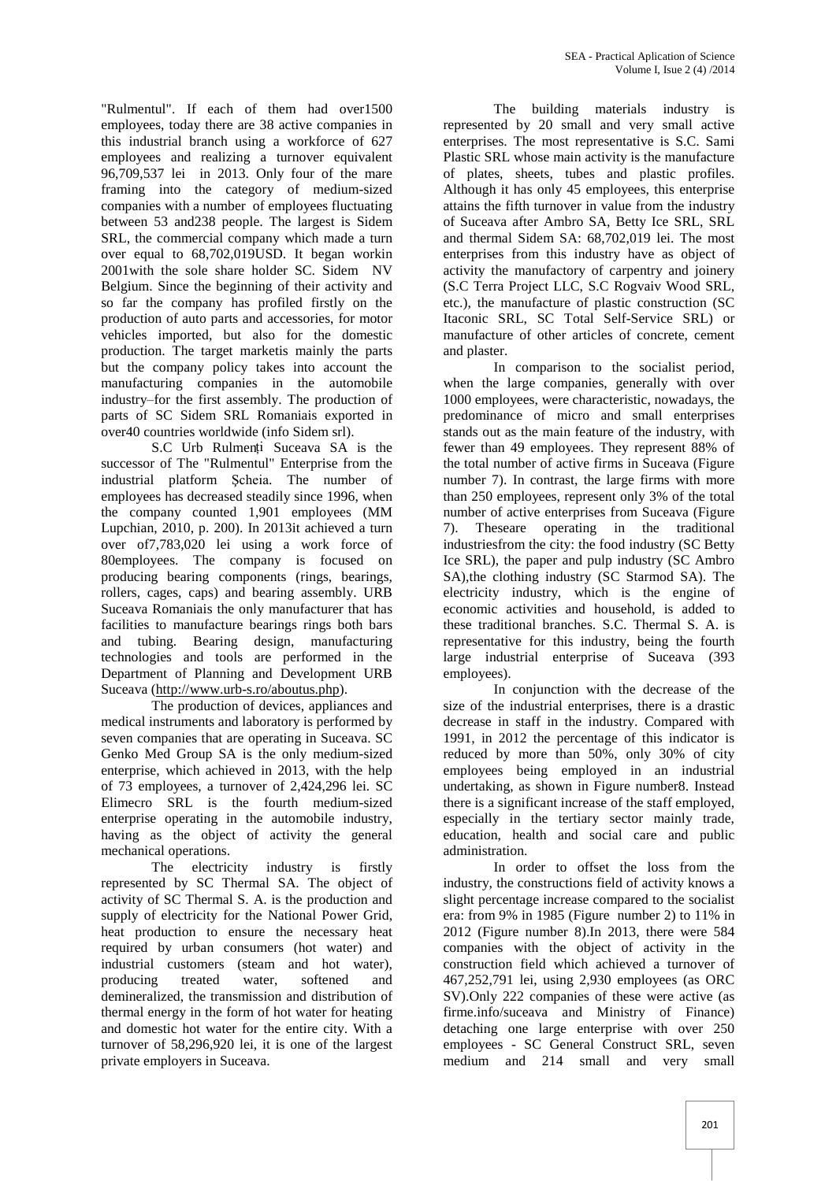"Rulmentul". If each of them had over1500 employees, today there are 38 active companies in this industrial branch using a workforce of 627 employees and realizing a turnover equivalent 96,709,537 lei in 2013. Only four of the mare framing into the category of medium-sized companies with a number of employees fluctuating between 53 and238 people. The largest is Sidem SRL, the commercial company which made a turn over equal to 68,702,019USD. It began workin 2001with the sole share holder SC. Sidem NV Belgium. Since the beginning of their activity and so far the company has profiled firstly on the production of auto parts and accessories, for motor vehicles imported, but also for the domestic production. The target marketis mainly the parts but the company policy takes into account the manufacturing companies in the automobile industry–for the first assembly. The production of parts of SC Sidem SRL Romaniais exported in over40 countries worldwide (info Sidem srl).

S.C Urb Rulmenți Suceava SA is the successor of The "Rulmentul" Enterprise from the industrial platform Șcheia. The number of employees has decreased steadily since 1996, when the company counted 1,901 employees (MM Lupchian, 2010, p. 200). In 2013it achieved a turn over of7,783,020 lei using a work force of 80employees. The company is focused on producing bearing components (rings, bearings, rollers, cages, caps) and bearing assembly. URB Suceava Romaniais the only manufacturer that has facilities to manufacture bearings rings both bars and tubing. Bearing design, manufacturing technologies and tools are performed in the Department of Planning and Development URB Suceava (http://www.urb-s.ro/aboutus.php).

The production of devices, appliances and medical instruments and laboratory is performed by seven companies that are operating in Suceava. SC Genko Med Group SA is the only medium-sized enterprise, which achieved in 2013, with the help of 73 employees, a turnover of 2,424,296 lei. SC Elimecro SRL is the fourth medium-sized enterprise operating in the automobile industry, having as the object of activity the general mechanical operations.

The electricity industry is firstly represented by SC Thermal SA. The object of activity of SC Thermal S. A. is the production and supply of electricity for the National Power Grid, heat production to ensure the necessary heat required by urban consumers (hot water) and industrial customers (steam and hot water), producing treated water, softened and demineralized, the transmission and distribution of thermal energy in the form of hot water for heating and domestic hot water for the entire city. With a turnover of 58,296,920 lei, it is one of the largest private employers in Suceava.

The building materials industry is represented by 20 small and very small active enterprises. The most representative is S.C. Sami Plastic SRL whose main activity is the manufacture of plates, sheets, tubes and plastic profiles. Although it has only 45 employees, this enterprise attains the fifth turnover in value from the industry of Suceava after Ambro SA, Betty Ice SRL, SRL and thermal Sidem SA: 68,702,019 lei. The most enterprises from this industry have as object of activity the manufactory of carpentry and joinery (S.C Terra Project LLC, S.C Rogvaiv Wood SRL, etc.), the manufacture of plastic construction (SC Itaconic SRL, SC Total Self-Service SRL) or manufacture of other articles of concrete, cement and plaster.

In comparison to the socialist period, when the large companies, generally with over 1000 employees, were characteristic, nowadays, the predominance of micro and small enterprises stands out as the main feature of the industry, with fewer than 49 employees. They represent 88% of the total number of active firms in Suceava (Figure number 7). In contrast, the large firms with more than 250 employees, represent only 3% of the total number of active enterprises from Suceava (Figure 7). Theseare operating in the traditional industriesfrom the city: the food industry (SC Betty Ice SRL), the paper and pulp industry (SC Ambro SA),the clothing industry (SC Starmod SA). The electricity industry, which is the engine of economic activities and household, is added to these traditional branches. S.C. Thermal S. A. is representative for this industry, being the fourth large industrial enterprise of Suceava (393 employees).

In conjunction with the decrease of the size of the industrial enterprises, there is a drastic decrease in staff in the industry. Compared with 1991, in 2012 the percentage of this indicator is reduced by more than 50%, only 30% of city employees being employed in an industrial undertaking, as shown in Figure number8. Instead there is a significant increase of the staff employed, especially in the tertiary sector mainly trade, education, health and social care and public administration.

In order to offset the loss from the industry, the constructions field of activity knows a slight percentage increase compared to the socialist era: from 9% in 1985 (Figure number 2) to 11% in 2012 (Figure number 8).In 2013, there were 584 companies with the object of activity in the construction field which achieved a turnover of 467,252,791 lei, using 2,930 employees (as ORC SV).Only 222 companies of these were active (as firme.info/suceava and Ministry of Finance) detaching one large enterprise with over 250 employees - SC General Construct SRL, seven medium and 214 small and very small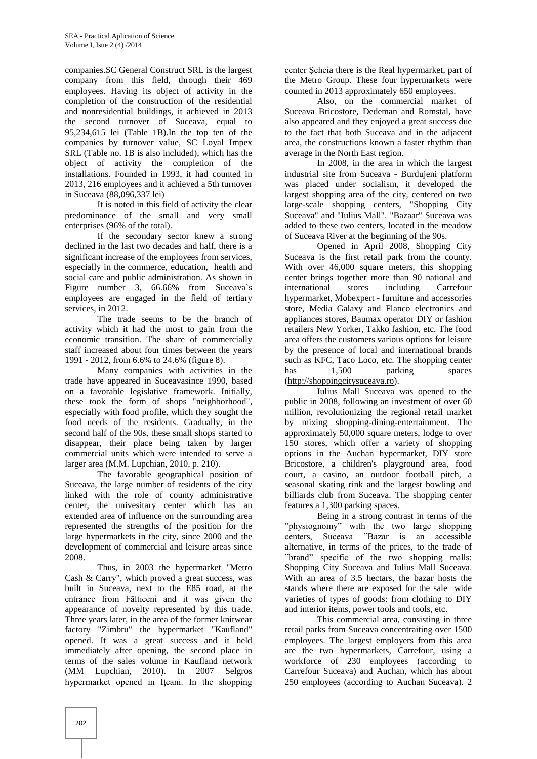companies.SC General Construct SRL is the largest company from this field, through their 469 employees. Having its object of activity in the completion of the construction of the residential and nonresidential buildings, it achieved in 2013 the second turnover of Suceava, equal to 95,234,615 lei (Table 1B).In the top ten of the companies by turnover value, SC Loyal Impex SRL (Table no. 1B is also included), which has the object of activity the completion of the installations. Founded in 1993, it had counted in 2013, 216 employees and it achieved a 5th turnover in Suceava (88,096,337 lei)

It is noted in this field of activity the clear predominance of the small and very small enterprises (96% of the total).

If the secondary sector knew a strong declined in the last two decades and half, there is a significant increase of the employees from services, especially in the commerce, education, health and social care and public administration. As shown in Figure number 3, 66.66% from Suceava`s employees are engaged in the field of tertiary services, in 2012.

The trade seems to be the branch of activity which it had the most to gain from the economic transition. The share of commercially staff increased about four times between the years 1991 - 2012, from 6.6% to 24.6% (figure 8).

Many companies with activities in the trade have appeared in Suceavasince 1990, based on a favorable legislative framework. Initially, these took the form of shops "neighborhood", especially with food profile, which they sought the food needs of the residents. Gradually, in the second half of the 90s, these small shops started to disappear, their place being taken by larger commercial units which were intended to serve a larger area (M.M. Lupchian, 2010, p. 210).

The favorable geographical position of Suceava, the large number of residents of the city linked with the role of county administrative center, the univesitary center which has an extended area of influence on the surrounding area represented the strengths of the position for the large hypermarkets in the city, since 2000 and the development of commercial and leisure areas since 2008.

Thus, in 2003 the hypermarket "Metro Cash & Carry", which proved a great success, was built in Suceava, next to the E85 road, at the entrance from Fălticeni and it was given the appearance of novelty represented by this trade. Three years later, in the area of the former knitwear factory "Zimbru" the hypermarket "Kaufland" opened. It was a great success and it held immediately after opening, the second place in terms of the sales volume in Kaufland network (MM Lupchian, 2010). In 2007 Selgros hypermarket opened in Iţcani. In the shopping center Şcheia there is the Real hypermarket, part of the Metro Group. These four hypermarkets were counted in 2013 approximately 650 employees.

Also, on the commercial market of Suceava Bricostore, Dedeman and Romstal, have also appeared and they enjoyed a great success due to the fact that both Suceava and in the adjacent area, the constructions known a faster rhythm than average in the North East region.

In 2008, in the area in which the largest industrial site from Suceava - Burdujeni platform was placed under socialism, it developed the largest shopping area of the city, centered on two large-scale shopping centers, "Shopping City Suceava" and "Iulius Mall". "Bazaar" Suceava was added to these two centers, located in the meadow of Suceava River at the beginning of the 90s.

Opened in April 2008, Shopping City Suceava is the first retail park from the county. With over 46,000 square meters, this shopping center brings together more than 90 national and international stores including Carrefour hypermarket, Mobexpert - furniture and accessories store, Media Galaxy and Flanco electronics and appliances stores, Baumax operator DIY or fashion retailers New Yorker, Takko fashion, etc. The food area offers the customers various options for leisure by the presence of local and international brands such as KFC, Taco Loco, etc. The shopping center has 1,500 parking spaces (http://shoppingcitysuceava.ro).

Iulius Mall Suceava was opened to the public in 2008, following an investment of over 60 million, revolutionizing the regional retail market by mixing shopping-dining-entertainment. The approximately 50,000 square meters, lodge to over 150 stores, which offer a variety of shopping options in the Auchan hypermarket, DIY store Bricostore, a children's playground area, food court, a casino, an outdoor football pitch, a seasonal skating rink and the largest bowling and billiards club from Suceava. The shopping center features a 1,300 parking spaces.

Being in a strong contrast in terms of the "physiognomy" with the two large shopping centers, Suceava "Bazar is an accessible alternative, in terms of the prices, to the trade of "brand" specific of the two shopping malls: Shopping City Suceava and Iulius Mall Suceava. With an area of 3.5 hectars, the bazar hosts the stands where there are exposed for the sale wide varieties of types of goods: from clothing to DIY and interior items, power tools and tools, etc.

This commercial area, consisting in three retail parks from Suceava concentraiting over 1500 employees. The largest employers from this area are the two hypermarkets, Carrefour, using a workforce of 230 employees (according to Carrefour Suceava) and Auchan, which has about 250 employees (according to Auchan Suceava). 2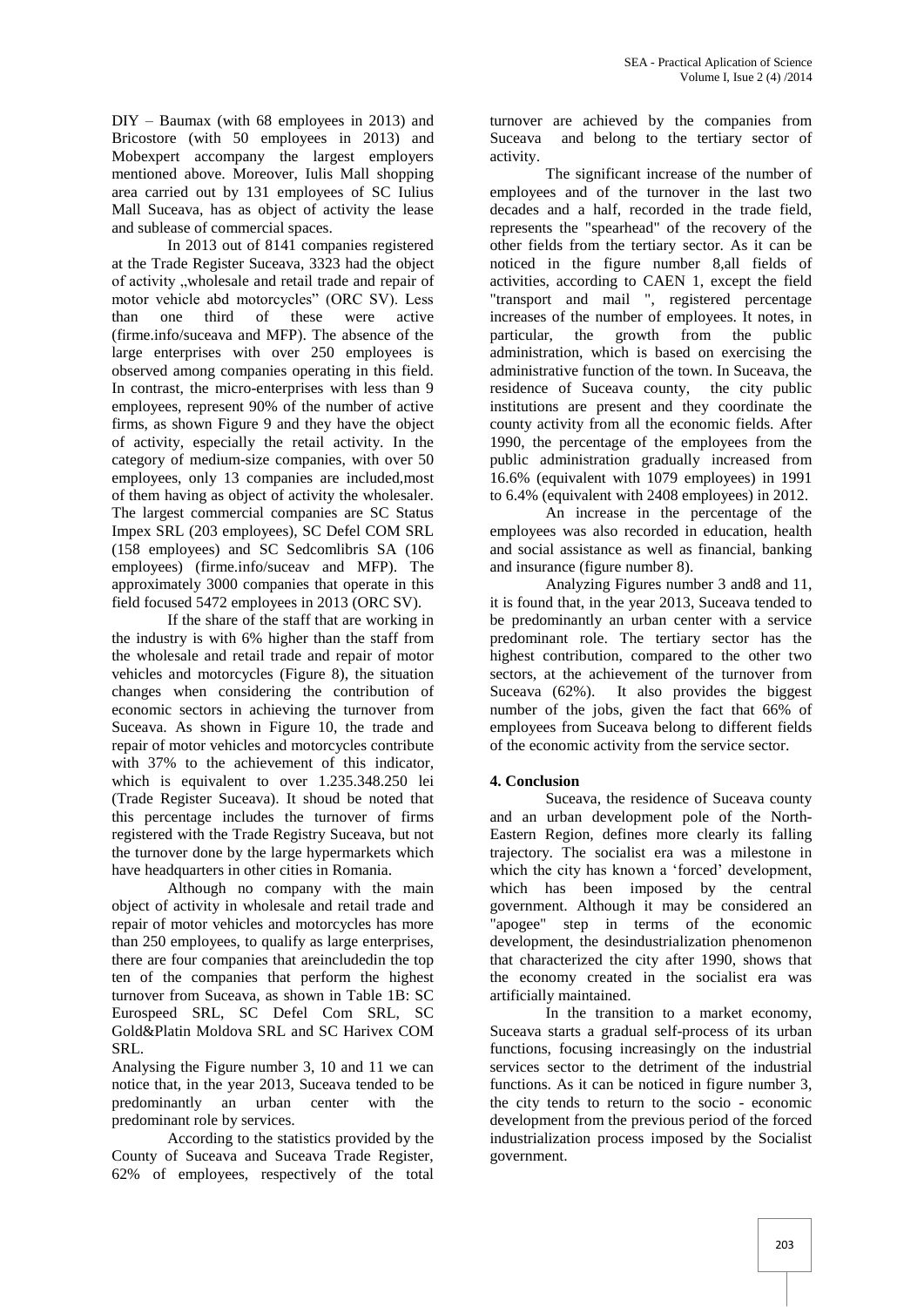DIY – Baumax (with 68 employees in 2013) and Bricostore (with 50 employees in 2013) and Mobexpert accompany the largest employers mentioned above. Moreover, Iulis Mall shopping area carried out by 131 employees of SC Iulius Mall Suceava, has as object of activity the lease and sublease of commercial spaces.

In 2013 out of 8141 companies registered at the Trade Register Suceava, 3323 had the object of activity „wholesale and retail trade and repair of motor vehicle abd motorcycles" (ORC SV). Less than one third of these were active (firme.info/suceava and MFP). The absence of the large enterprises with over 250 employees is observed among companies operating in this field. In contrast, the micro-enterprises with less than 9 employees, represent 90% of the number of active firms, as shown Figure 9 and they have the object of activity, especially the retail activity. In the category of medium-size companies, with over 50 employees, only 13 companies are included,most of them having as object of activity the wholesaler. The largest commercial companies are SC Status Impex SRL (203 employees), SC Defel COM SRL (158 employees) and SC Sedcomlibris SA (106 employees) (firme.info/suceav and MFP). The approximately 3000 companies that operate in this field focused 5472 employees in 2013 (ORC SV).

If the share of the staff that are working in the industry is with 6% higher than the staff from the wholesale and retail trade and repair of motor vehicles and motorcycles (Figure 8), the situation changes when considering the contribution of economic sectors in achieving the turnover from Suceava. As shown in Figure 10, the trade and repair of motor vehicles and motorcycles contribute with 37% to the achievement of this indicator, which is equivalent to over 1.235.348.250 lei (Trade Register Suceava). It shoud be noted that this percentage includes the turnover of firms registered with the Trade Registry Suceava, but not the turnover done by the large hypermarkets which have headquarters in other cities in Romania.

Although no company with the main object of activity in wholesale and retail trade and repair of motor vehicles and motorcycles has more than 250 employees, to qualify as large enterprises, there are four companies that areincludedin the top ten of the companies that perform the highest turnover from Suceava, as shown in Table 1B: SC Eurospeed SRL, SC Defel Com SRL, SC Gold&Platin Moldova SRL and SC Harivex COM SRL.

Analysing the Figure number 3, 10 and 11 we can notice that, in the year 2013, Suceava tended to be predominantly an urban center with the predominant role by services.

According to the statistics provided by the County of Suceava and Suceava Trade Register, 62% of employees, respectively of the total turnover are achieved by the companies from Suceava and belong to the tertiary sector of activity.

The significant increase of the number of employees and of the turnover in the last two decades and a half, recorded in the trade field, represents the "spearhead" of the recovery of the other fields from the tertiary sector. As it can be noticed in the figure number 8,all fields of activities, according to CAEN 1, except the field "transport and mail ", registered percentage increases of the number of employees. It notes, in particular, the growth from the public administration, which is based on exercising the administrative function of the town. In Suceava, the residence of Suceava county, the city public institutions are present and they coordinate the county activity from all the economic fields. After 1990, the percentage of the employees from the public administration gradually increased from 16.6% (equivalent with 1079 employees) in 1991 to 6.4% (equivalent with 2408 employees) in 2012.

An increase in the percentage of the employees was also recorded in education, health and social assistance as well as financial, banking and insurance (figure number 8).

Analyzing Figures number 3 and8 and 11, it is found that, in the year 2013, Suceava tended to be predominantly an urban center with a service predominant role. The tertiary sector has the highest contribution, compared to the other two sectors, at the achievement of the turnover from Suceava (62%). It also provides the biggest number of the jobs, given the fact that 66% of employees from Suceava belong to different fields of the economic activity from the service sector.

## 4. Conclusion

Suceava, the residence of Suceava county and an urban development pole of the North-Eastern Region, defines more clearly its falling trajectory. The socialist era was a milestone in which the city has known a 'forced' development, which has been imposed by the central government. Although it may be considered an "apogee" step in terms of the economic development, the desindustrialization phenomenon that characterized the city after 1990, shows that the economy created in the socialist era was artificially maintained.

In the transition to a market economy, Suceava starts a gradual self-process of its urban functions, focusing increasingly on the industrial services sector to the detriment of the industrial functions. As it can be noticed in figure number 3, the city tends to return to the socio - economic development from the previous period of the forced industrialization process imposed by the Socialist government.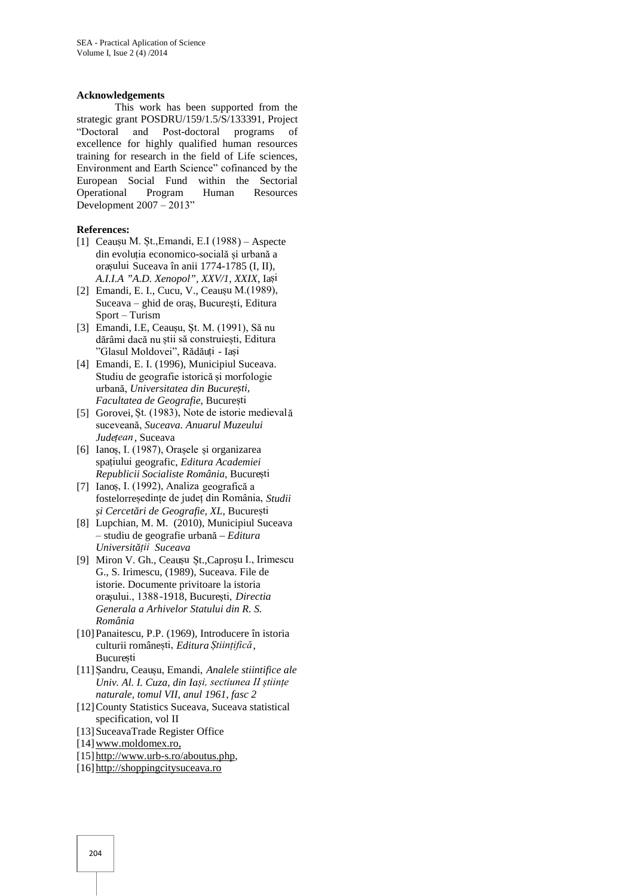**Acknowledgements**

This work has been supported from the strategic grant POSDRU/159/1.5/S/133391, Project "Doctoral and Post-doctoral programs of excellence for highly qualified human resources training for research in the field of Life sciences, Environment and Earth Science" cofinanced by the European Social Fund within the Sectorial Operational Program Human Resources Development 2007 – 2013"

**References:**

[1] Ceaușu M. Șt.,Emandi, E.I (1988) – Aspecte din evoluția economico-socială și urbană a orașului Suceava în anii 1774-1785 (I, II), *A.I.I.A "A.D. Xenopol", XXV/1, XXIX*, Iași

[2] Emandi, E. I., Cucu, V., Ceaușu M.(1989), Suceava – ghid de oraș, București, Editura Sport – Turism

[3] Emandi, I.E, Ceaușu, Șt. M. (1991), Să nu dărâmi dacă nu știi să construiești, Editura "Glasul Moldovei", Rădăuți - Iași

[4] Emandi, E. I. (1996), Municipiul Suceava. Studiu de geografie istorică și morfologie urbană, *Universitatea din București, Facultatea de Geografie*, București

[5] Gorovei, Șt. (1983), Note de istorie medievală suceveană, *Suceava. Anuarul Muzeului Județean*, Suceava

[6] Ianoș, I. (1987), Orașele și organizarea spațiului geografic, *Editura Academiei Republicii Socialiste România*, București

[7] Ianoș, I. (1992), Analiza geografică a fostelorreședințe de județ din România, *Studii și Cercetări de Geografie, XL*, București

[8] Lupchian, M. M. (2010), Municipiul Suceava – studiu de geografie urbană – *Editura Universității Suceava*

[9] Miron V. Gh., Ceaușu Șt.,Caproșu I., Irimescu G., S. Irimescu, (1989), Suceava. File de istorie. Documente privitoare la istoria orașului., 1388-1918, București, *Directia Generala a Arhivelor Statului din R. S. România*

[10] Panaitescu, P.P. (1969), Introducere în istoria culturii românești, *Editura Științifică*, București

[11] Șandru, Ceaușu, Emandi, *Analele stiintifice ale Univ. Al. I. Cuza, din Iași, sectiunea II științe naturale, tomul VII, anul 1961, fasc 2*

[12] County Statistics Suceava, Suceava statistical specification, vol II

[13] SuceavaTrade Register Office

[14] www.moldomex.ro,

[15] http://www.urb-s.ro/aboutus.php,

[16] http://shoppingcitysuceava.ro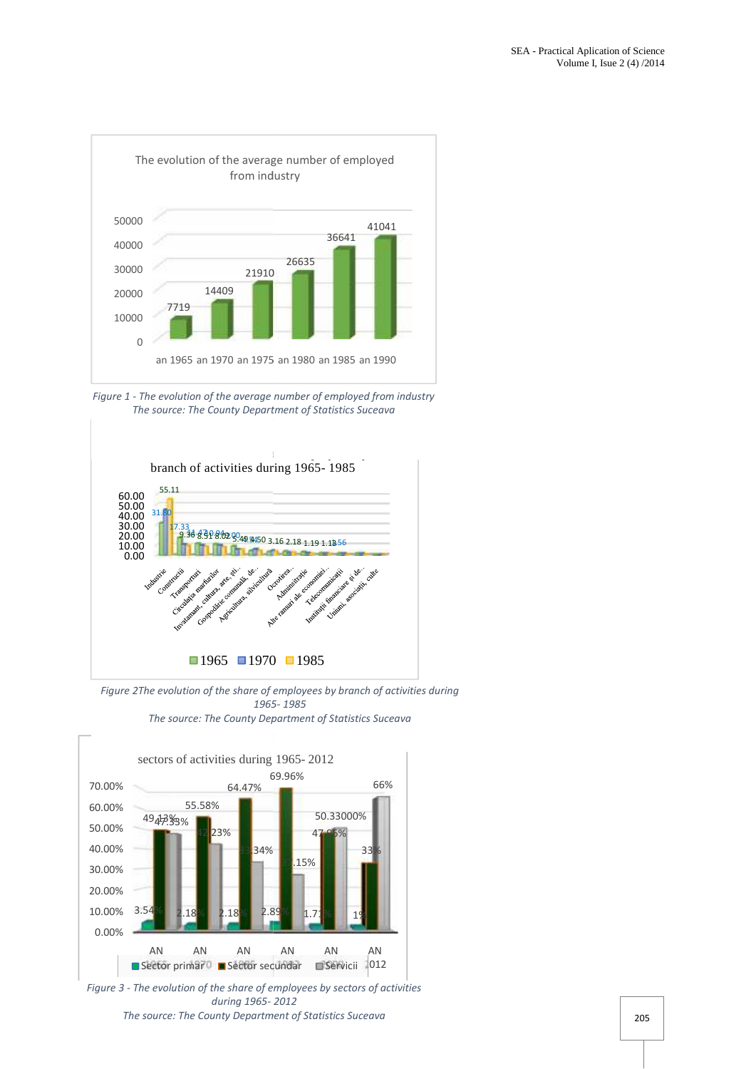The evolution of the average number of employed from industry

| | an 1965 | an 1970 | an 1975 | an 1980 | an 1985 | an 1990 |
|---|---|---|---|---|---|---|
| | 7719 | 14409 | 21910 | 26635 | 36641 | 41041 |

*Figure 1 - The evolution of the average number of employed from industry*
*The source: The County Department of Statistics Suceava*

branch of activities during 1965- 1985

*Figure 2The evolution of the share of employees by branch of activities during 1965- 1985*
*The source: The County Department of Statistics Suceava*

sectors of activities during 1965- 2012

*Figure 3 - The evolution of the share of employees by sectors of activities during 1965- 2012*
*The source: The County Department of Statistics Suceava*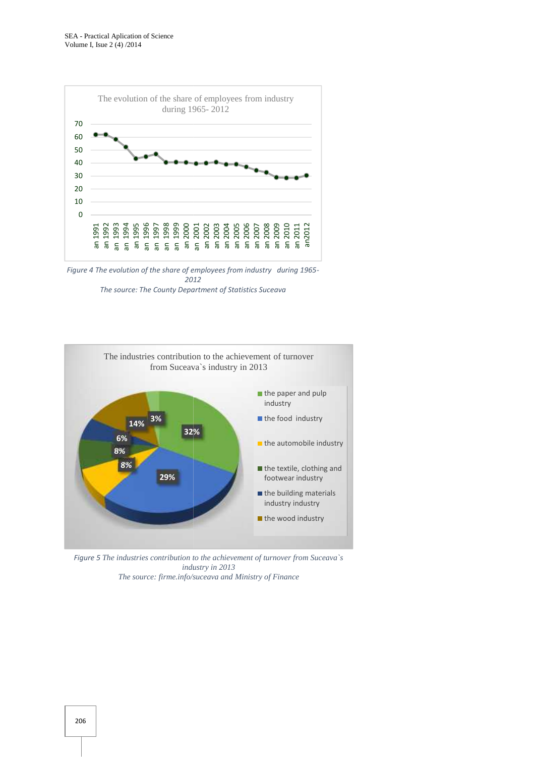Figure 4 The evolution of the share of employees from industry during 1965-2012

The source: The County Department of Statistics Suceava

Figure 5 The industries contribution to the achievement of turnover from Suceava`s industry in 2013

The source: firme.info/suceava and Ministry of Finance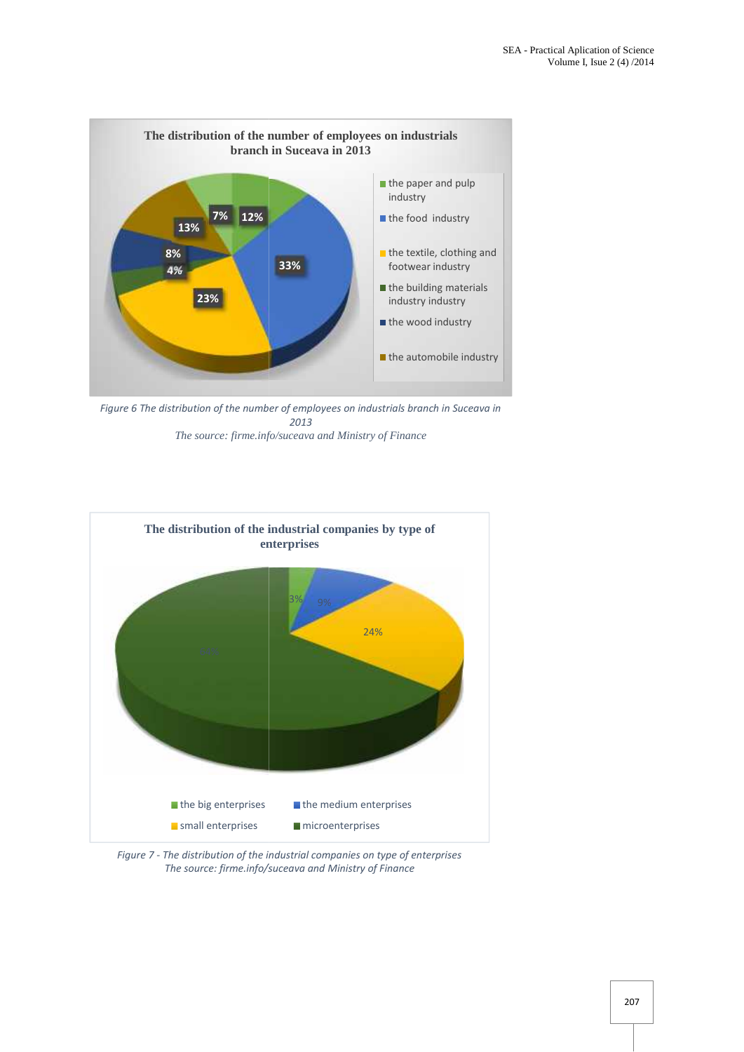The distribution of the number of employees on industrials branch in Suceava in 2013

- the paper and pulp industry
- the food industry
- the textile, clothing and footwear industry
- the building materials industry industry
- the wood industry
- the automobile industry

7% | 12% | 33% | 13% | 8% | 4% | 23%

*Figure 6 The distribution of the number of employees on industrials branch in Suceava in 2013*

*The source: firme.info/suceava and Ministry of Finance*

The distribution of the industrial companies by type of enterprises

3% | 9% | 24% | 64%

- the big enterprises
- the medium enterprises
- small enterprises
- microenterprises

*Figure 7 - The distribution of the industrial companies on type of enterprises*

*The source: firme.info/suceava and Ministry of Finance*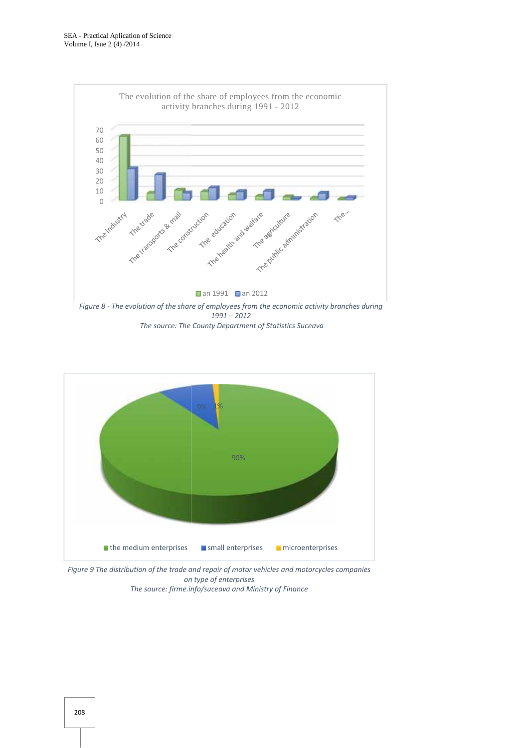*Figure 8 - The evolution of the share of employees from the economic activity branches during 1991 – 2012*

*The source: The County Department of Statistics Suceava*

*Figure 9 The distribution of the trade and repair of motor vehicles and motorcycles companies on type of enterprises*

*The source: firme.info/suceava and Ministry of Finance*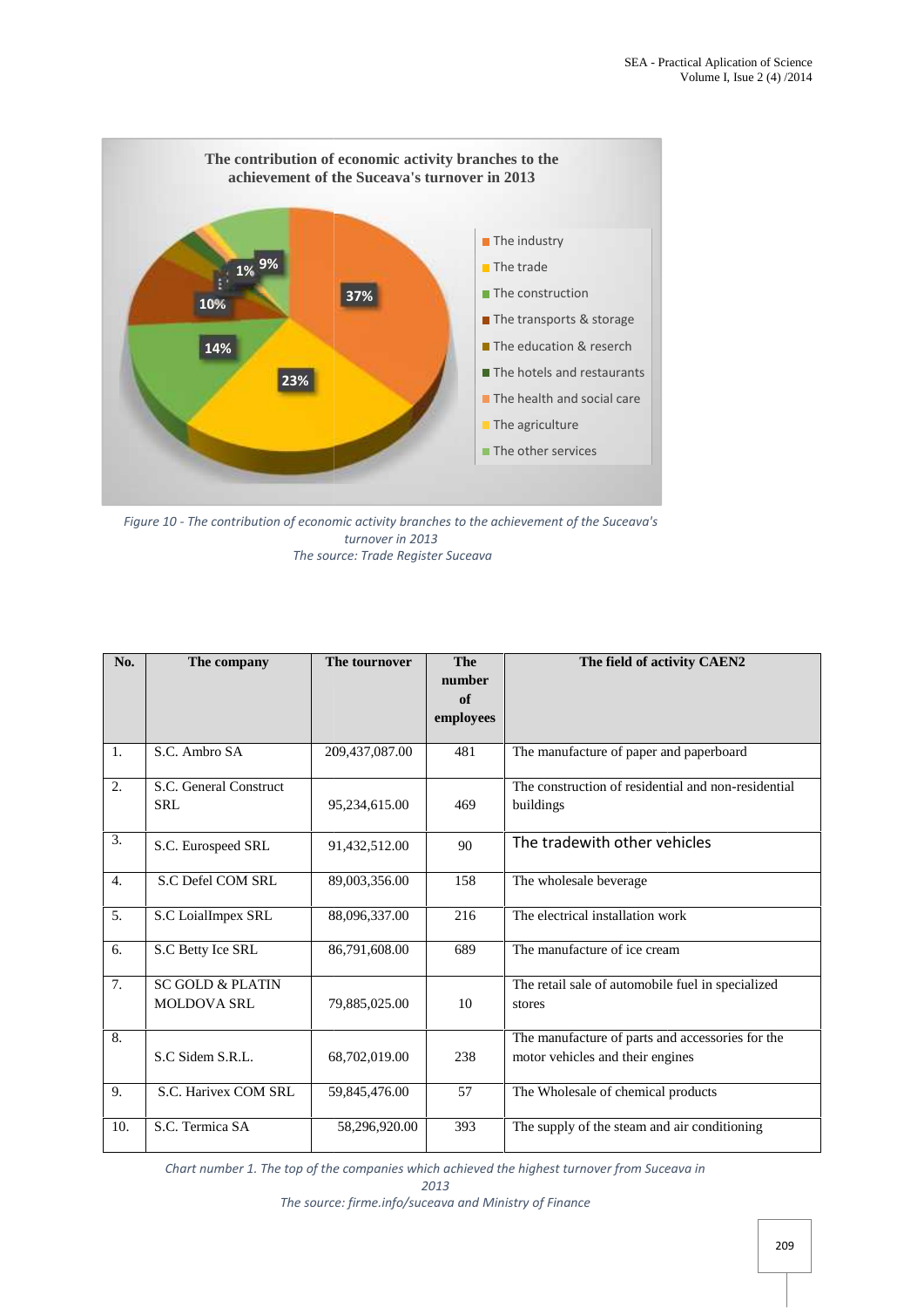Figure 10 - The contribution of economic activity branches to the achievement of the Suceava's turnover in 2013
The source: Trade Register Suceava

| No. | The company | The tournover | The number of employees | The field of activity CAEN2 |
|---|---|---|---|---|
| 1. | S.C. Ambro SA | 209,437,087.00 | 481 | The manufacture of paper and paperboard |
| 2. | S.C. General Construct SRL | 95,234,615.00 | 469 | The construction of residential and non-residential buildings |
| 3. | S.C. Eurospeed SRL | 91,432,512.00 | 90 | The tradewith other vehicles |
| 4. | S.C Defel COM SRL | 89,003,356.00 | 158 | The wholesale beverage |
| 5. | S.C LoialImpex SRL | 88,096,337.00 | 216 | The electrical installation work |
| 6. | S.C Betty Ice SRL | 86,791,608.00 | 689 | The manufacture of ice cream |
| 7. | SC GOLD & PLATIN MOLDOVA SRL | 79,885,025.00 | 10 | The retail sale of automobile fuel in specialized stores |
| 8. | S.C Sidem S.R.L. | 68,702,019.00 | 238 | The manufacture of parts and accessories for the motor vehicles and their engines |
| 9. | S.C. Harivex COM SRL | 59,845,476.00 | 57 | The Wholesale of chemical products |
| 10. | S.C. Termica SA | 58,296,920.00 | 393 | The supply of the steam and air conditioning |

Chart number 1. The top of the companies which achieved the highest turnover from Suceava in 2013
The source: firme.info/suceava and Ministry of Finance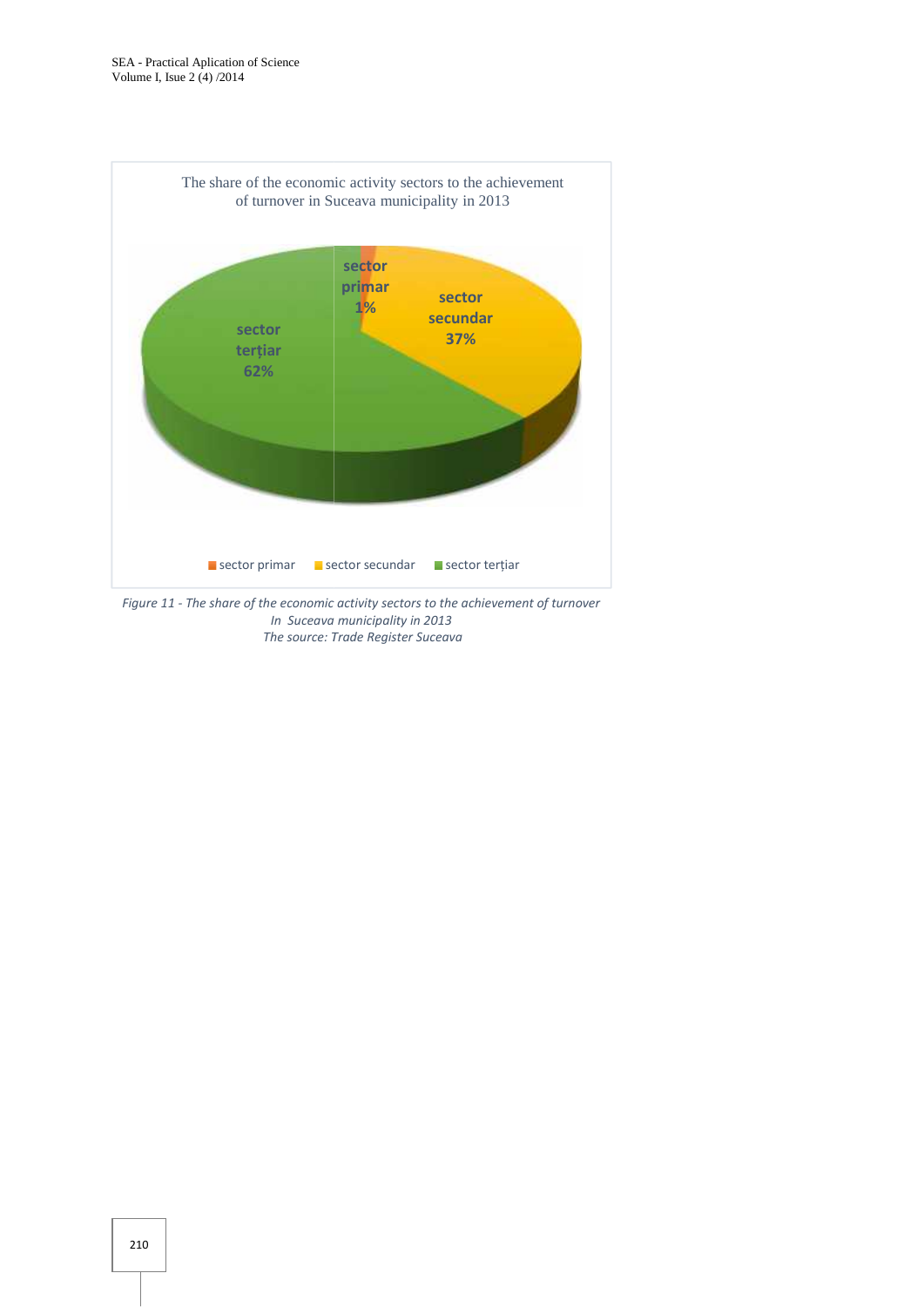The share of the economic activity sectors to the achievement of turnover in Suceava municipality in 2013

sector primar 1%

sector secundar 37%

sector terțiar 62%

sector primar
sector secundar
sector terțiar

*Figure 11 - The share of the economic activity sectors to the achievement of turnover In Suceava municipality in 2013*
*The source: Trade Register Suceava*